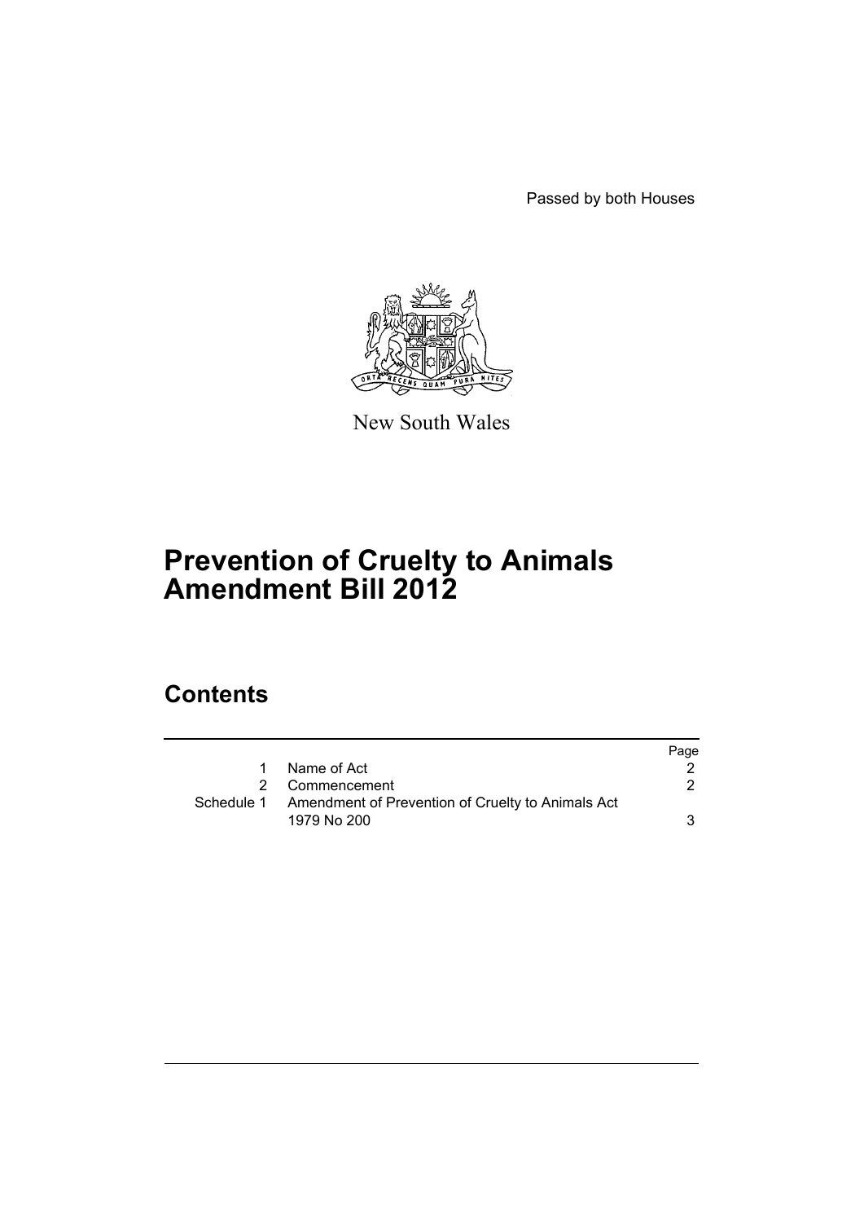Passed by both Houses

New South Wales

# Prevention of Cruelty to Animals Amendment Bill 2012

## Contents

| | | Page |
|---|---|---|
| 1 | Name of Act | 2 |
| 2 | Commencement | 2 |
| Schedule 1 | Amendment of Prevention of Cruelty to Animals Act 1979 No 200 | 3 |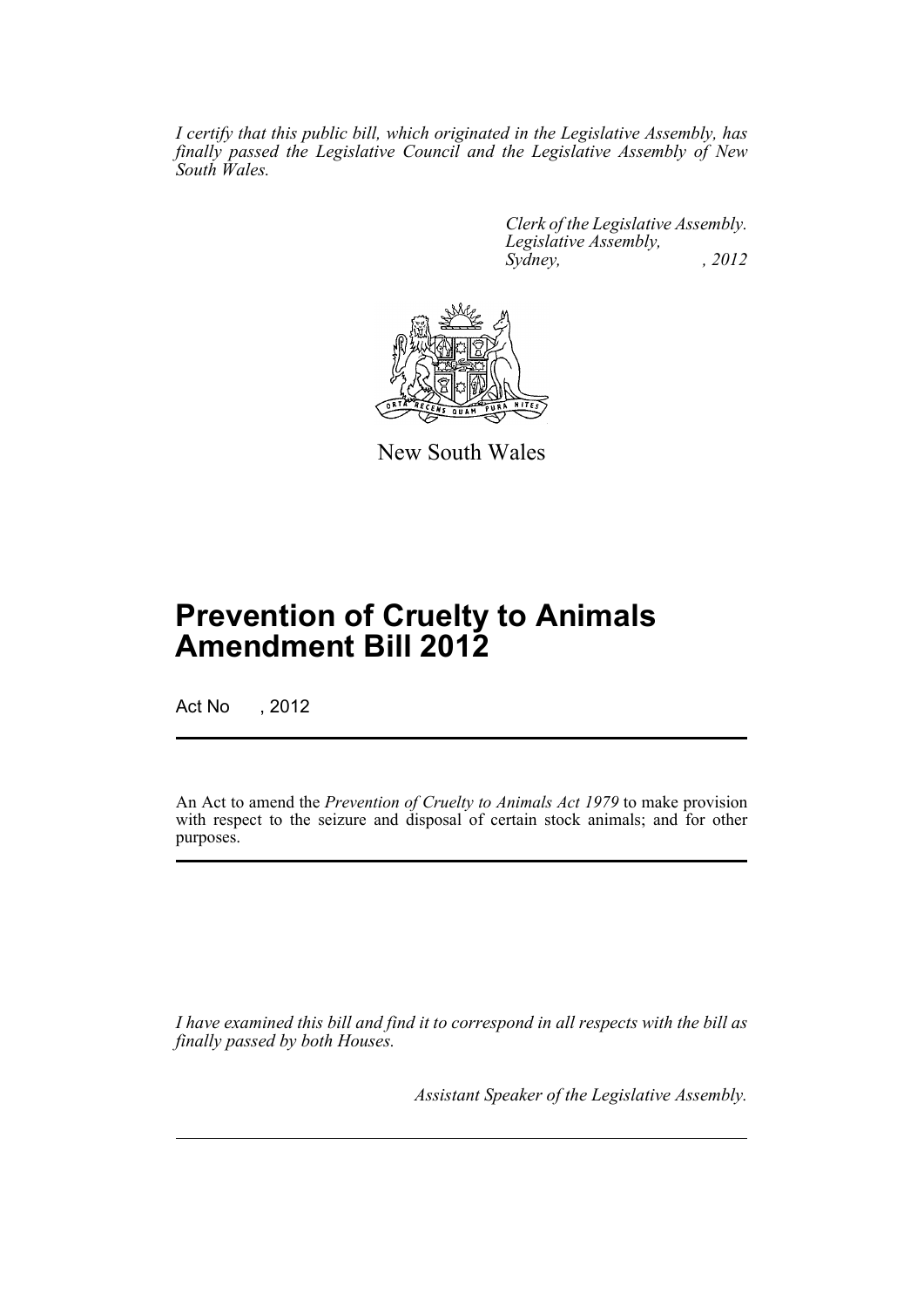*I certify that this public bill, which originated in the Legislative Assembly, has finally passed the Legislative Council and the Legislative Assembly of New South Wales.*

*Clerk of the Legislative Assembly.*
*Legislative Assembly,*
*Sydney, , 2012*

New South Wales

# Prevention of Cruelty to Animals Amendment Bill 2012

Act No , 2012

An Act to amend the *Prevention of Cruelty to Animals Act 1979* to make provision with respect to the seizure and disposal of certain stock animals; and for other purposes.

*I have examined this bill and find it to correspond in all respects with the bill as finally passed by both Houses.*

*Assistant Speaker of the Legislative Assembly.*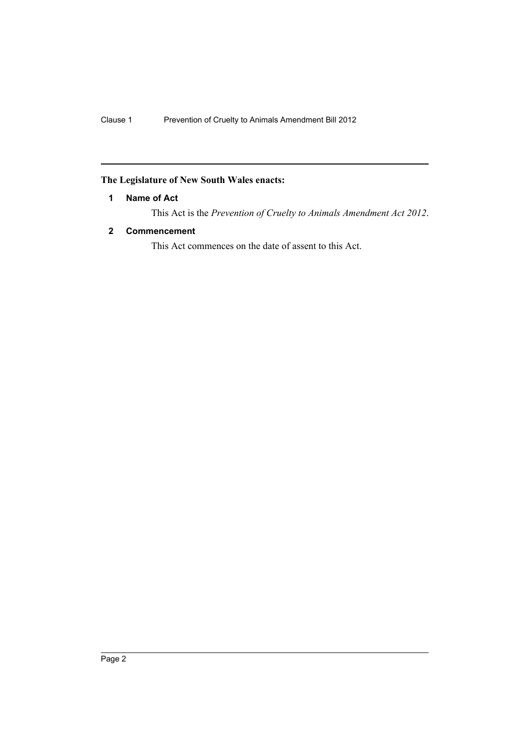**The Legislature of New South Wales enacts:**

### 1 Name of Act

This Act is the *Prevention of Cruelty to Animals Amendment Act 2012*.

### 2 Commencement

This Act commences on the date of assent to this Act.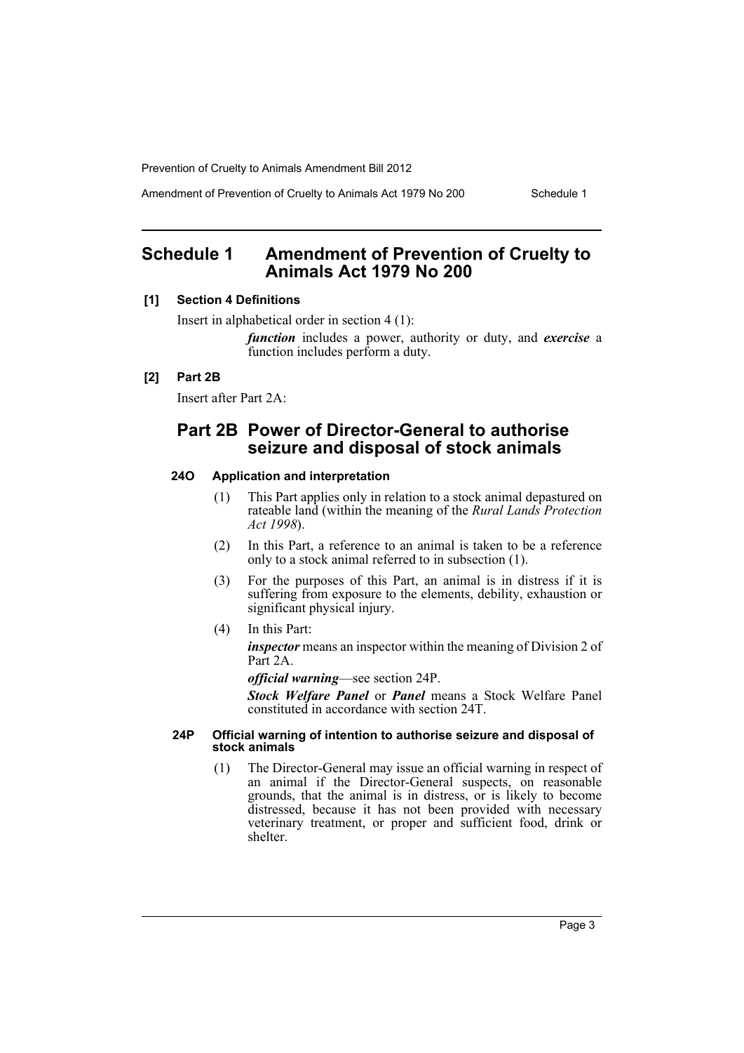# Schedule 1 Amendment of Prevention of Cruelty to Animals Act 1979 No 200

### [1] Section 4 Definitions

Insert in alphabetical order in section 4 (1):

> ***function*** includes a power, authority or duty, and ***exercise*** a function includes perform a duty.

### [2] Part 2B

Insert after Part 2A:

## Part 2B Power of Director-General to authorise seizure and disposal of stock animals

#### 24O Application and interpretation

(1) This Part applies only in relation to a stock animal depastured on rateable land (within the meaning of the *Rural Lands Protection Act 1998*).

(2) In this Part, a reference to an animal is taken to be a reference only to a stock animal referred to in subsection (1).

(3) For the purposes of this Part, an animal is in distress if it is suffering from exposure to the elements, debility, exhaustion or significant physical injury.

(4) In this Part:

***inspector*** means an inspector within the meaning of Division 2 of Part 2A.

***official warning***—see section 24P.

***Stock Welfare Panel*** or ***Panel*** means a Stock Welfare Panel constituted in accordance with section 24T.

#### 24P Official warning of intention to authorise seizure and disposal of stock animals

(1) The Director-General may issue an official warning in respect of an animal if the Director-General suspects, on reasonable grounds, that the animal is in distress, or is likely to become distressed, because it has not been provided with necessary veterinary treatment, or proper and sufficient food, drink or shelter.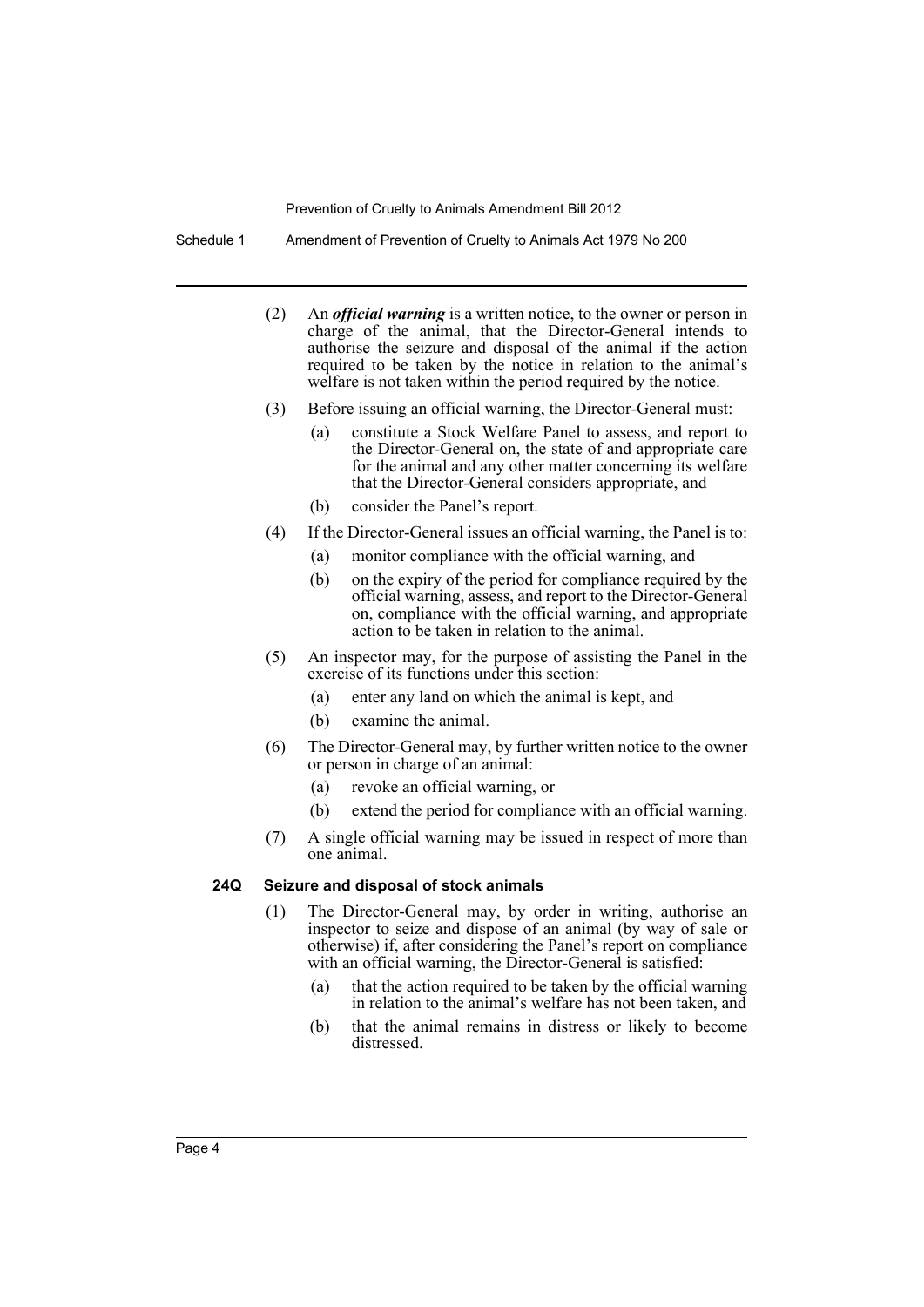(2) An ***official warning*** is a written notice, to the owner or person in charge of the animal, that the Director-General intends to authorise the seizure and disposal of the animal if the action required to be taken by the notice in relation to the animal's welfare is not taken within the period required by the notice.

(3) Before issuing an official warning, the Director-General must:

- (a) constitute a Stock Welfare Panel to assess, and report to the Director-General on, the state of and appropriate care for the animal and any other matter concerning its welfare that the Director-General considers appropriate, and
- (b) consider the Panel's report.

(4) If the Director-General issues an official warning, the Panel is to:

- (a) monitor compliance with the official warning, and
- (b) on the expiry of the period for compliance required by the official warning, assess, and report to the Director-General on, compliance with the official warning, and appropriate action to be taken in relation to the animal.

(5) An inspector may, for the purpose of assisting the Panel in the exercise of its functions under this section:

- (a) enter any land on which the animal is kept, and
- (b) examine the animal.

(6) The Director-General may, by further written notice to the owner or person in charge of an animal:

- (a) revoke an official warning, or
- (b) extend the period for compliance with an official warning.

(7) A single official warning may be issued in respect of more than one animal.

**24Q Seizure and disposal of stock animals**

(1) The Director-General may, by order in writing, authorise an inspector to seize and dispose of an animal (by way of sale or otherwise) if, after considering the Panel's report on compliance with an official warning, the Director-General is satisfied:

- (a) that the action required to be taken by the official warning in relation to the animal's welfare has not been taken, and
- (b) that the animal remains in distress or likely to become distressed.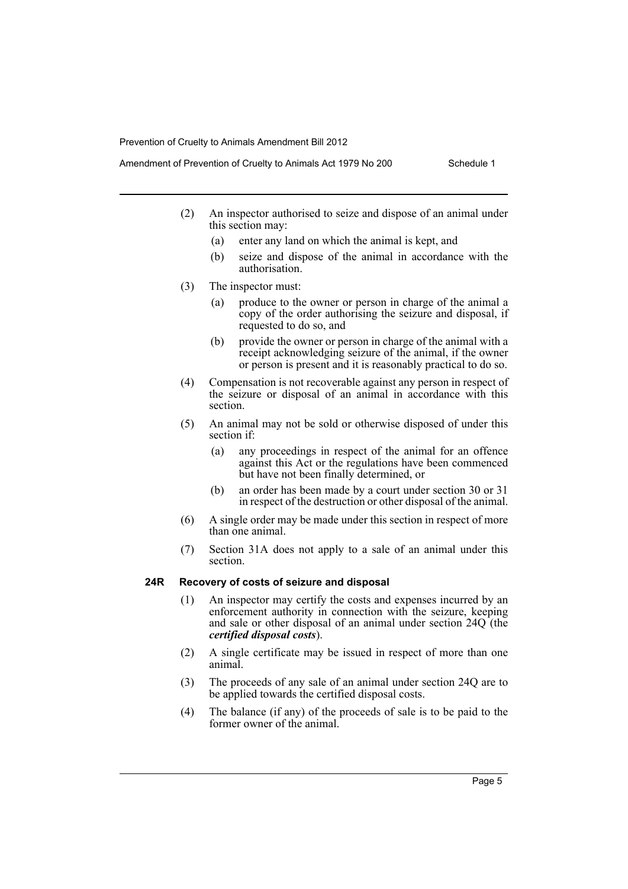(2) An inspector authorised to seize and dispose of an animal under this section may:

- (a) enter any land on which the animal is kept, and
- (b) seize and dispose of the animal in accordance with the authorisation.

(3) The inspector must:

- (a) produce to the owner or person in charge of the animal a copy of the order authorising the seizure and disposal, if requested to do so, and
- (b) provide the owner or person in charge of the animal with a receipt acknowledging seizure of the animal, if the owner or person is present and it is reasonably practical to do so.

(4) Compensation is not recoverable against any person in respect of the seizure or disposal of an animal in accordance with this section.

(5) An animal may not be sold or otherwise disposed of under this section if:

- (a) any proceedings in respect of the animal for an offence against this Act or the regulations have been commenced but have not been finally determined, or
- (b) an order has been made by a court under section 30 or 31 in respect of the destruction or other disposal of the animal.

(6) A single order may be made under this section in respect of more than one animal.

(7) Section 31A does not apply to a sale of an animal under this section.

**24R Recovery of costs of seizure and disposal**

(1) An inspector may certify the costs and expenses incurred by an enforcement authority in connection with the seizure, keeping and sale or other disposal of an animal under section 24Q (the ***certified disposal costs***).

(2) A single certificate may be issued in respect of more than one animal.

(3) The proceeds of any sale of an animal under section 24Q are to be applied towards the certified disposal costs.

(4) The balance (if any) of the proceeds of sale is to be paid to the former owner of the animal.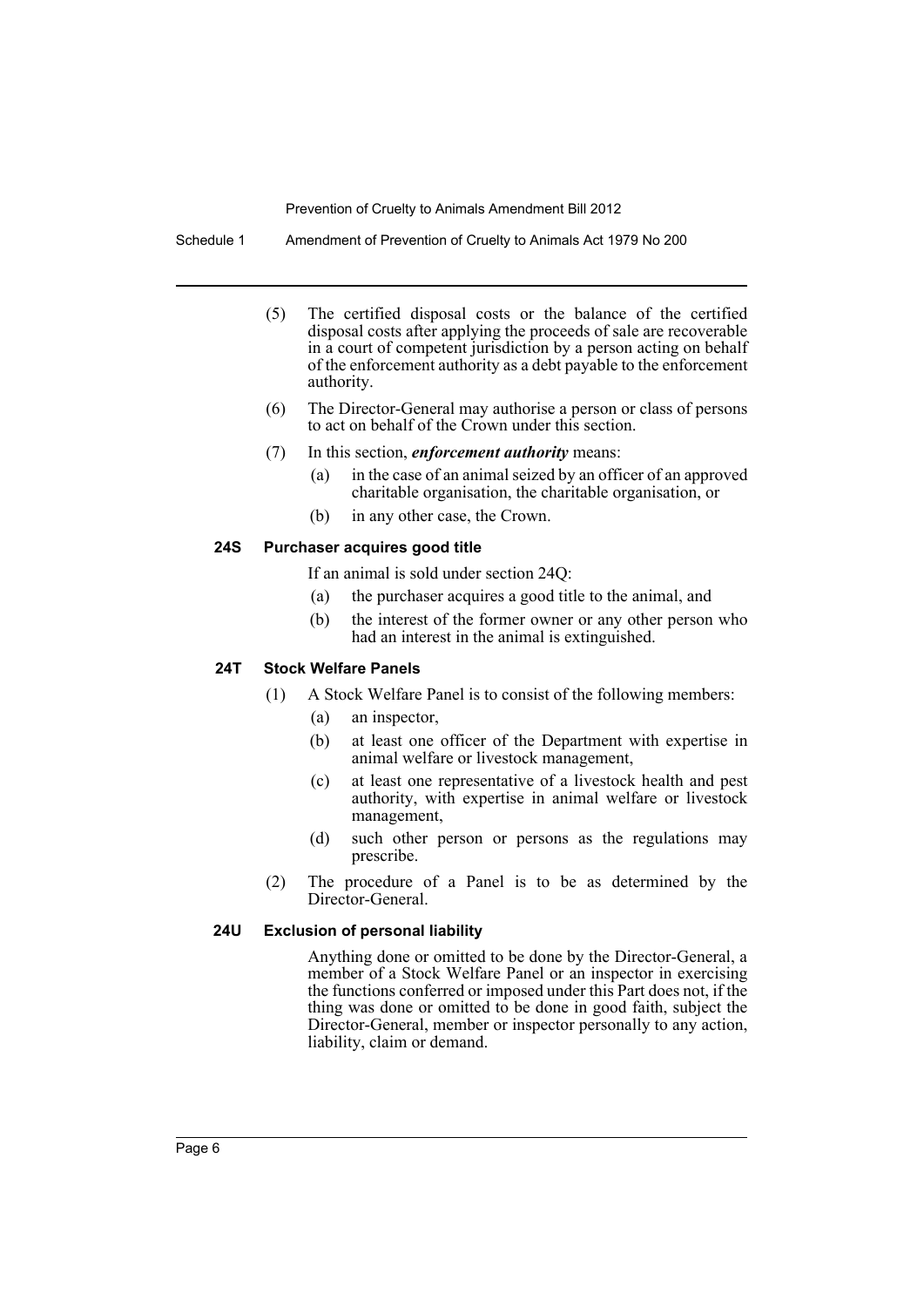(5) The certified disposal costs or the balance of the certified disposal costs after applying the proceeds of sale are recoverable in a court of competent jurisdiction by a person acting on behalf of the enforcement authority as a debt payable to the enforcement authority.

(6) The Director-General may authorise a person or class of persons to act on behalf of the Crown under this section.

(7) In this section, ***enforcement authority*** means:

(a) in the case of an animal seized by an officer of an approved charitable organisation, the charitable organisation, or

(b) in any other case, the Crown.

**24S Purchaser acquires good title**

If an animal is sold under section 24Q:

(a) the purchaser acquires a good title to the animal, and

(b) the interest of the former owner or any other person who had an interest in the animal is extinguished.

**24T Stock Welfare Panels**

(1) A Stock Welfare Panel is to consist of the following members:

(a) an inspector,

(b) at least one officer of the Department with expertise in animal welfare or livestock management,

(c) at least one representative of a livestock health and pest authority, with expertise in animal welfare or livestock management,

(d) such other person or persons as the regulations may prescribe.

(2) The procedure of a Panel is to be as determined by the Director-General.

**24U Exclusion of personal liability**

Anything done or omitted to be done by the Director-General, a member of a Stock Welfare Panel or an inspector in exercising the functions conferred or imposed under this Part does not, if the thing was done or omitted to be done in good faith, subject the Director-General, member or inspector personally to any action, liability, claim or demand.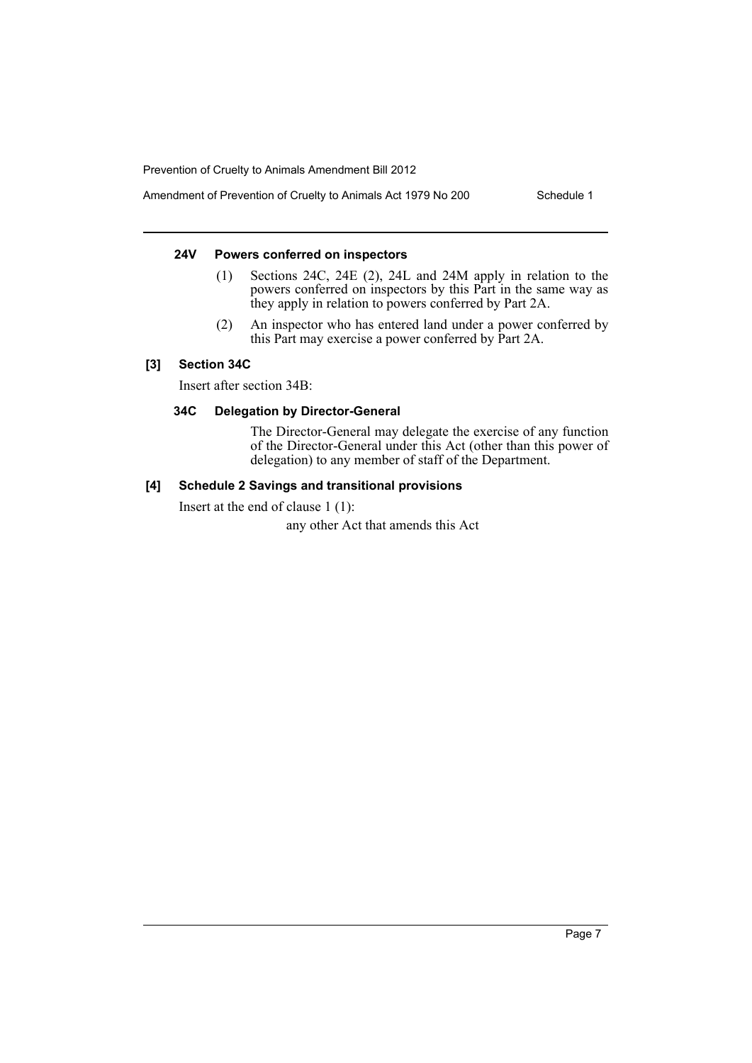#### 24V Powers conferred on inspectors

(1) Sections 24C, 24E (2), 24L and 24M apply in relation to the powers conferred on inspectors by this Part in the same way as they apply in relation to powers conferred by Part 2A.

(2) An inspector who has entered land under a power conferred by this Part may exercise a power conferred by Part 2A.

### [3] Section 34C

Insert after section 34B:

#### 34C Delegation by Director-General

The Director-General may delegate the exercise of any function of the Director-General under this Act (other than this power of delegation) to any member of staff of the Department.

### [4] Schedule 2 Savings and transitional provisions

Insert at the end of clause 1 (1):

any other Act that amends this Act